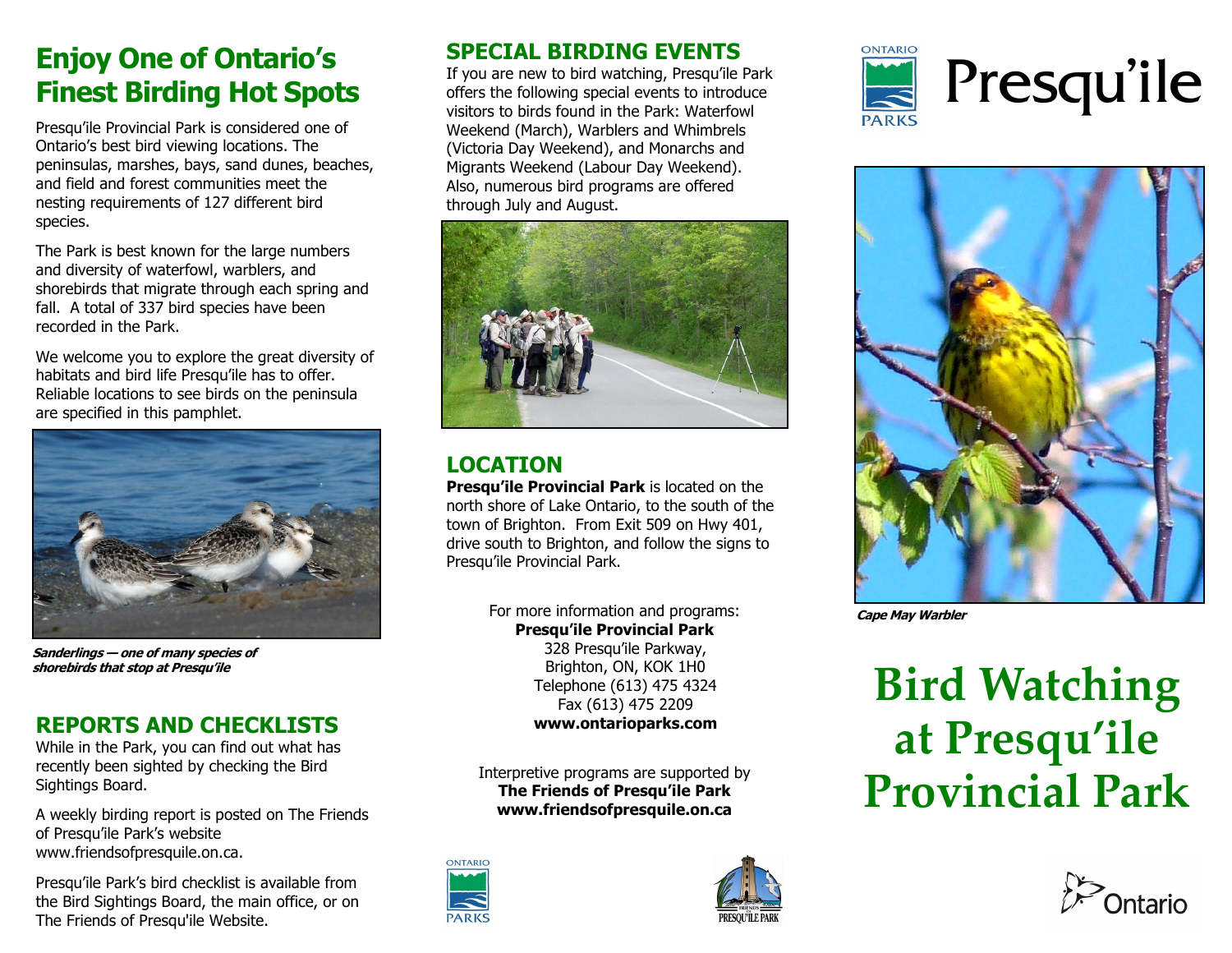## Enjoy One of Ontario's Finest Birding Hot Spots

Presqu'ile Provincial Park is considered one of Ontario's best bird viewing locations. The peninsulas, marshes, bays, sand dunes, beaches, and field and forest communities meet the nesting requirements of 127 different bird species.

The Park is best known for the large numbers and diversity of waterfowl, warblers, and shorebirds that migrate through each spring and fall. A total of 337 bird species have been recorded in the Park.

We welcome you to explore the great diversity of habitats and bird life Presqu'ile has to offer. Reliable locations to see birds on the peninsula are specified in this pamphlet.

***Sanderlings — one of many species of shorebirds that stop at Presqu'ile***

## REPORTS AND CHECKLISTS

While in the Park, you can find out what has recently been sighted by checking the Bird Sightings Board.

A weekly birding report is posted on The Friends of Presqu'ile Park's website www.friendsofpresquile.on.ca.

Presqu'ile Park's bird checklist is available from the Bird Sightings Board, the main office, or on The Friends of Presqu'ile Website.

## SPECIAL BIRDING EVENTS

If you are new to bird watching, Presqu'ile Park offers the following special events to introduce visitors to birds found in the Park: Waterfowl Weekend (March), Warblers and Whimbrels (Victoria Day Weekend), and Monarchs and Migrants Weekend (Labour Day Weekend). Also, numerous bird programs are offered through July and August.

## LOCATION

**Presqu'ile Provincial Park** is located on the north shore of Lake Ontario, to the south of the town of Brighton. From Exit 509 on Hwy 401, drive south to Brighton, and follow the signs to Presqu'ile Provincial Park.

For more information and programs:
**Presqu'ile Provincial Park**
328 Presqu'ile Parkway,
Brighton, ON, KOK 1H0
Telephone (613) 475 4324
Fax (613) 475 2209
**www.ontarioparks.com**

Interpretive programs are supported by
**The Friends of Presqu'ile Park**
**www.friendsofpresquile.on.ca**

ONTARIO PARKS

FRIENDS OF PRESQU'ILE PARK

ONTARIO PARKS

# Presqu'ile

***Cape May Warbler***

# Bird Watching at Presqu'ile Provincial Park

Ontario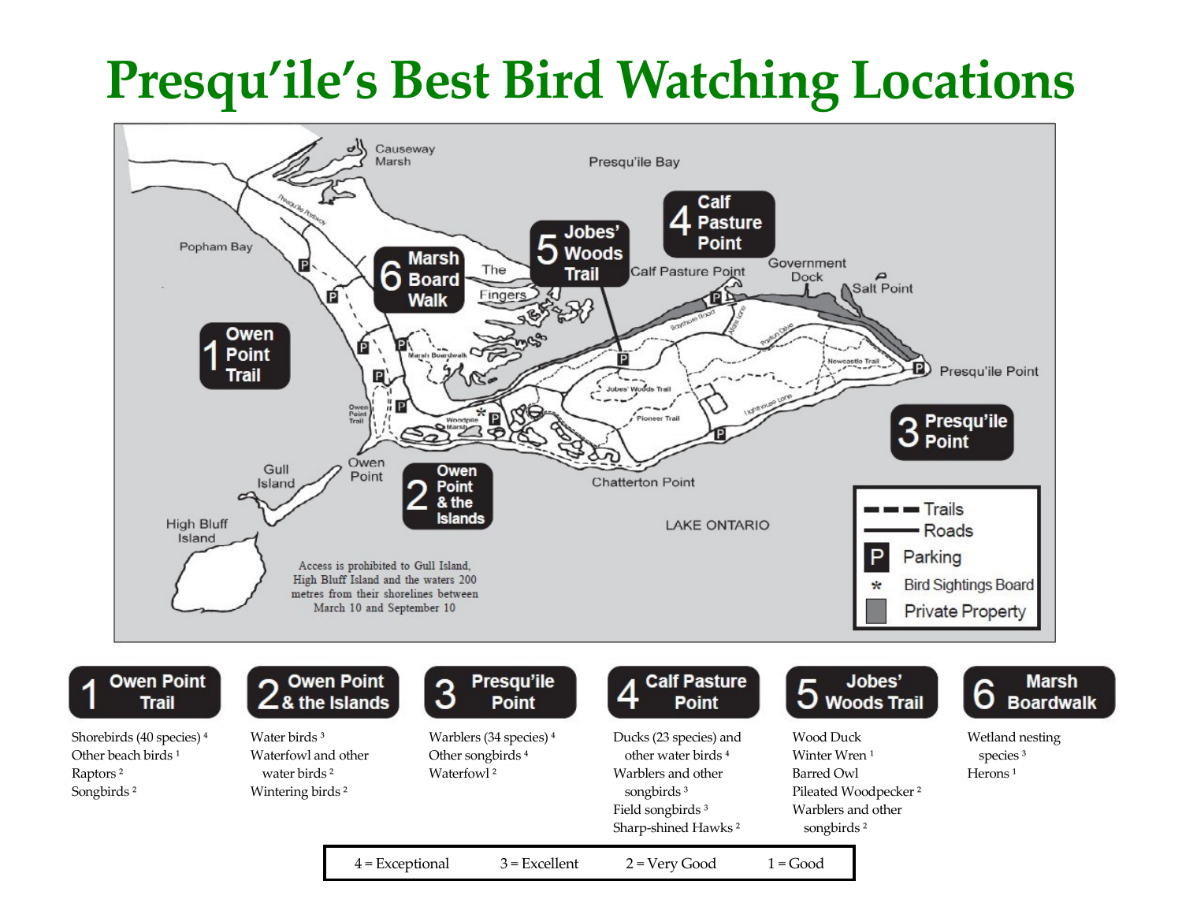# Presqu'ile's Best Bird Watching Locations

Causeway Marsh

Presqu'ile Bay

Popham Bay

Calf Pasture Point

Government Dock

Salt Point

Presqu'ile Point

The Fingers

Owen Point

Gull Island

High Bluff Island

Chatterton Point

LAKE ONTARIO

Access is prohibited to Gull Island, High Bluff Island and the waters 200 metres from their shorelines between March 10 and September 10

Trails

Roads

P Parking

* Bird Sightings Board

Private Property

## 1 Owen Point Trail

Shorebirds (40 species) [4]
Other beach birds [1]
Raptors [2]
Songbirds [2]

## 2 Owen Point & the Islands

Water birds [3]
Waterfowl and other water birds [2]
Wintering birds [2]

## 3 Presqu'ile Point

Warblers (34 species) [4]
Other songbirds [4]
Waterfowl [2]

## 4 Calf Pasture Point

Ducks (23 species) and other water birds [4]
Warblers and other songbirds [3]
Field songbirds [3]
Sharp-shined Hawks [2]

## 5 Jobes' Woods Trail

Wood Duck
Winter Wren [1]
Barred Owl
Pileated Woodpecker [2]
Warblers and other songbirds [2]

## 6 Marsh Boardwalk

Wetland nesting species [3]
Herons [1]

4 = Exceptional    3 = Excellent    2 = Very Good    1 = Good